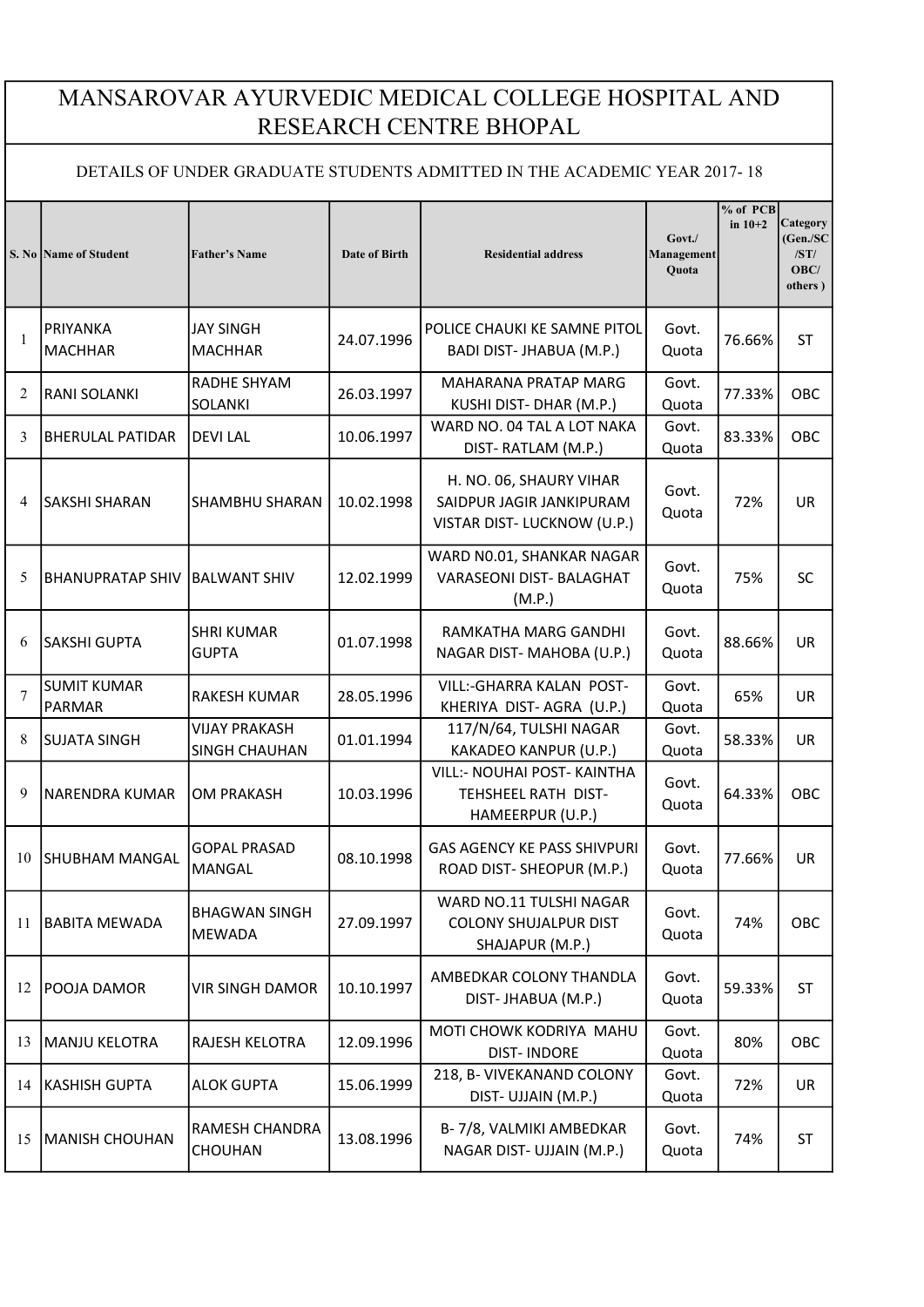# MANSAROVAR AYURVEDIC MEDICAL COLLEGE HOSPITAL AND RESEARCH CENTRE BHOPAL

DETAILS OF UNDER GRADUATE STUDENTS ADMITTED IN THE ACADEMIC YEAR 2017- 18

| S. No | Name of Student | Father's Name | Date of Birth | Residential address | Govt./ Management Quota | % of PCB in 10+2 | Category (Gen./SC /ST/ OBC/ others ) |
|---|---|---|---|---|---|---|---|
| 1 | PRIYANKA MACHHAR | JAY SINGH MACHHAR | 24.07.1996 | POLICE CHAUKI KE SAMNE PITOL BADI DIST- JHABUA (M.P.) | Govt. Quota | 76.66% | ST |
| 2 | RANI SOLANKI | RADHE SHYAM SOLANKI | 26.03.1997 | MAHARANA PRATAP MARG KUSHI DIST- DHAR (M.P.) | Govt. Quota | 77.33% | OBC |
| 3 | BHERULAL PATIDAR | DEVI LAL | 10.06.1997 | WARD NO. 04 TAL A LOT NAKA DIST- RATLAM (M.P.) | Govt. Quota | 83.33% | OBC |
| 4 | SAKSHI SHARAN | SHAMBHU SHARAN | 10.02.1998 | H. NO. 06, SHAURY VIHAR SAIDPUR JAGIR JANKIPURAM VISTAR DIST- LUCKNOW (U.P.) | Govt. Quota | 72% | UR |
| 5 | BHANUPRATAP SHIV | BALWANT SHIV | 12.02.1999 | WARD N0.01, SHANKAR NAGAR VARASEONI DIST- BALAGHAT (M.P.) | Govt. Quota | 75% | SC |
| 6 | SAKSHI GUPTA | SHRI KUMAR GUPTA | 01.07.1998 | RAMKATHA MARG GANDHI NAGAR DIST- MAHOBA (U.P.) | Govt. Quota | 88.66% | UR |
| 7 | SUMIT KUMAR PARMAR | RAKESH KUMAR | 28.05.1996 | VILL:-GHARRA KALAN POST- KHERIYA DIST- AGRA (U.P.) | Govt. Quota | 65% | UR |
| 8 | SUJATA SINGH | VIJAY PRAKASH SINGH CHAUHAN | 01.01.1994 | 117/N/64, TULSHI NAGAR KAKADEO KANPUR (U.P.) | Govt. Quota | 58.33% | UR |
| 9 | NARENDRA KUMAR | OM PRAKASH | 10.03.1996 | VILL:- NOUHAI POST- KAINTHA TEHSHEEL RATH DIST- HAMEERPUR (U.P.) | Govt. Quota | 64.33% | OBC |
| 10 | SHUBHAM MANGAL | GOPAL PRASAD MANGAL | 08.10.1998 | GAS AGENCY KE PASS SHIVPURI ROAD DIST- SHEOPUR (M.P.) | Govt. Quota | 77.66% | UR |
| 11 | BABITA MEWADA | BHAGWAN SINGH MEWADA | 27.09.1997 | WARD NO.11 TULSHI NAGAR COLONY SHUJALPUR DIST SHAJAPUR (M.P.) | Govt. Quota | 74% | OBC |
| 12 | POOJA DAMOR | VIR SINGH DAMOR | 10.10.1997 | AMBEDKAR COLONY THANDLA DIST- JHABUA (M.P.) | Govt. Quota | 59.33% | ST |
| 13 | MANJU KELOTRA | RAJESH KELOTRA | 12.09.1996 | MOTI CHOWK KODRIYA MAHU DIST- INDORE | Govt. Quota | 80% | OBC |
| 14 | KASHISH GUPTA | ALOK GUPTA | 15.06.1999 | 218, B- VIVEKANAND COLONY DIST- UJJAIN (M.P.) | Govt. Quota | 72% | UR |
| 15 | MANISH CHOUHAN | RAMESH CHANDRA CHOUHAN | 13.08.1996 | B- 7/8, VALMIKI AMBEDKAR NAGAR DIST- UJJAIN (M.P.) | Govt. Quota | 74% | ST |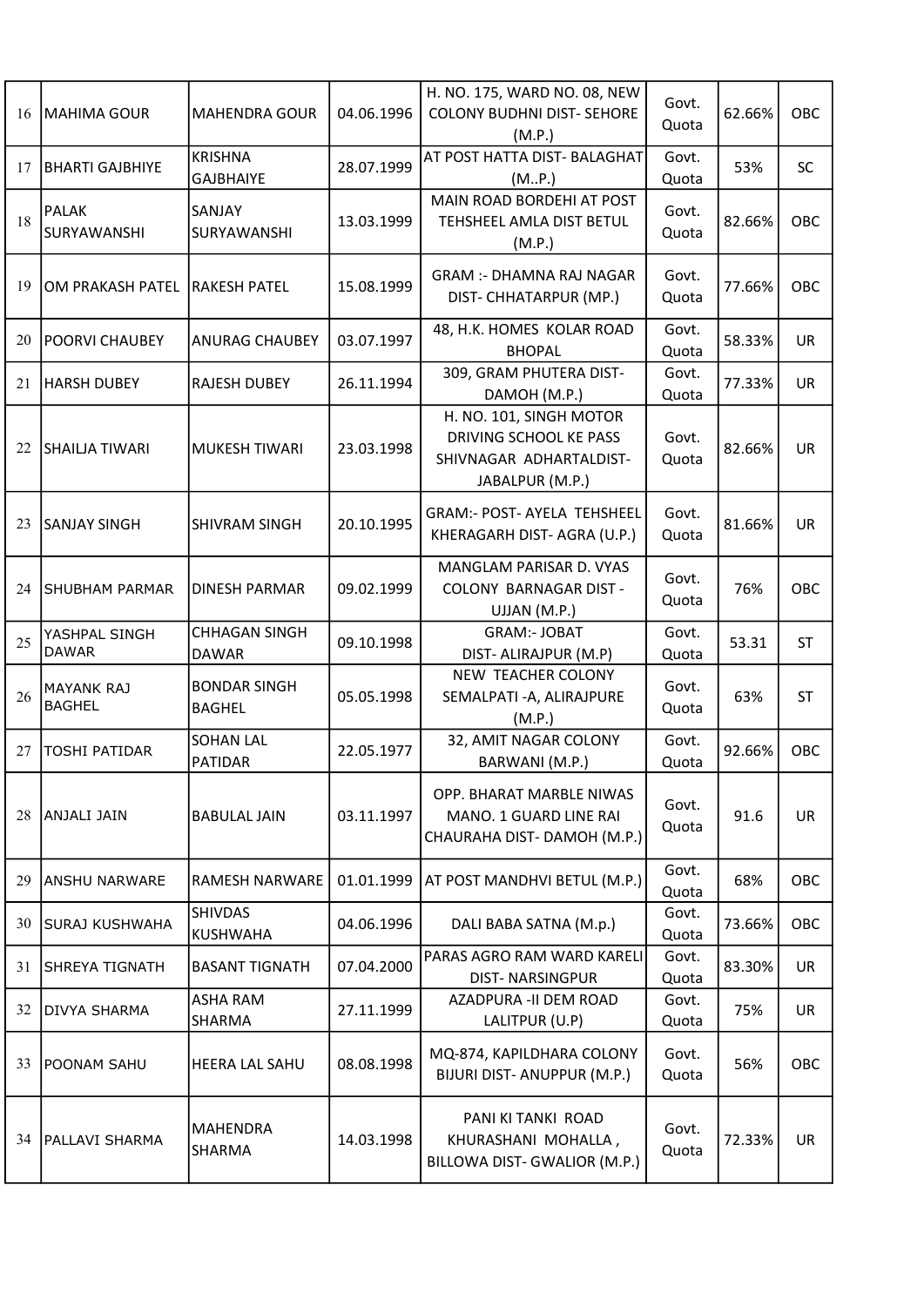| 16 | MAHIMA GOUR | MAHENDRA GOUR | 04.06.1996 | H. NO. 175, WARD NO. 08, NEW COLONY BUDHNI DIST- SEHORE (M.P.) | Govt. Quota | 62.66% | OBC |
|---|---|---|---|---|---|---|---|
| 17 | BHARTI GAJBHIYE | KRISHNA GAJBHAIYE | 28.07.1999 | AT POST HATTA DIST- BALAGHAT (M..P.) | Govt. Quota | 53% | SC |
| 18 | PALAK SURYAWANSHI | SANJAY SURYAWANSHI | 13.03.1999 | MAIN ROAD BORDEHI AT POST TEHSHEEL AMLA DIST BETUL (M.P.) | Govt. Quota | 82.66% | OBC |
| 19 | OM PRAKASH PATEL | RAKESH PATEL | 15.08.1999 | GRAM :- DHAMNA RAJ NAGAR DIST- CHHATARPUR (MP.) | Govt. Quota | 77.66% | OBC |
| 20 | POORVI CHAUBEY | ANURAG CHAUBEY | 03.07.1997 | 48, H.K. HOMES KOLAR ROAD BHOPAL | Govt. Quota | 58.33% | UR |
| 21 | HARSH DUBEY | RAJESH DUBEY | 26.11.1994 | 309, GRAM PHUTERA DIST- DAMOH (M.P.) | Govt. Quota | 77.33% | UR |
| 22 | SHAILJA TIWARI | MUKESH TIWARI | 23.03.1998 | H. NO. 101, SINGH MOTOR DRIVING SCHOOL KE PASS SHIVNAGAR ADHARTALDIST- JABALPUR (M.P.) | Govt. Quota | 82.66% | UR |
| 23 | SANJAY SINGH | SHIVRAM SINGH | 20.10.1995 | GRAM:- POST- AYELA TEHSHEEL KHERAGARH DIST- AGRA (U.P.) | Govt. Quota | 81.66% | UR |
| 24 | SHUBHAM PARMAR | DINESH PARMAR | 09.02.1999 | MANGLAM PARISAR D. VYAS COLONY BARNAGAR DIST - UJJAN (M.P.) | Govt. Quota | 76% | OBC |
| 25 | YASHPAL SINGH DAWAR | CHHAGAN SINGH DAWAR | 09.10.1998 | GRAM:- JOBAT DIST- ALIRAJPUR (M.P) | Govt. Quota | 53.31 | ST |
| 26 | MAYANK RAJ BAGHEL | BONDAR SINGH BAGHEL | 05.05.1998 | NEW TEACHER COLONY SEMALPATI -A, ALIRAJPURE (M.P.) | Govt. Quota | 63% | ST |
| 27 | TOSHI PATIDAR | SOHAN LAL PATIDAR | 22.05.1977 | 32, AMIT NAGAR COLONY BARWANI (M.P.) | Govt. Quota | 92.66% | OBC |
| 28 | ANJALI JAIN | BABULAL JAIN | 03.11.1997 | OPP. BHARAT MARBLE NIWAS MANO. 1 GUARD LINE RAI CHAURAHA DIST- DAMOH (M.P.) | Govt. Quota | 91.6 | UR |
| 29 | ANSHU NARWARE | RAMESH NARWARE | 01.01.1999 | AT POST MANDHVI BETUL (M.P.) | Govt. Quota | 68% | OBC |
| 30 | SURAJ KUSHWAHA | SHIVDAS KUSHWAHA | 04.06.1996 | DALI BABA SATNA (M.p.) | Govt. Quota | 73.66% | OBC |
| 31 | SHREYA TIGNATH | BASANT TIGNATH | 07.04.2000 | PARAS AGRO RAM WARD KARELI DIST- NARSINGPUR | Govt. Quota | 83.30% | UR |
| 32 | DIVYA SHARMA | ASHA RAM SHARMA | 27.11.1999 | AZADPURA -II DEM ROAD LALITPUR (U.P) | Govt. Quota | 75% | UR |
| 33 | POONAM SAHU | HEERA LAL SAHU | 08.08.1998 | MQ-874, KAPILDHARA COLONY BIJURI DIST- ANUPPUR (M.P.) | Govt. Quota | 56% | OBC |
| 34 | PALLAVI SHARMA | MAHENDRA SHARMA | 14.03.1998 | PANI KI TANKI ROAD KHURASHANI MOHALLA , BILLOWA DIST- GWALIOR (M.P.) | Govt. Quota | 72.33% | UR |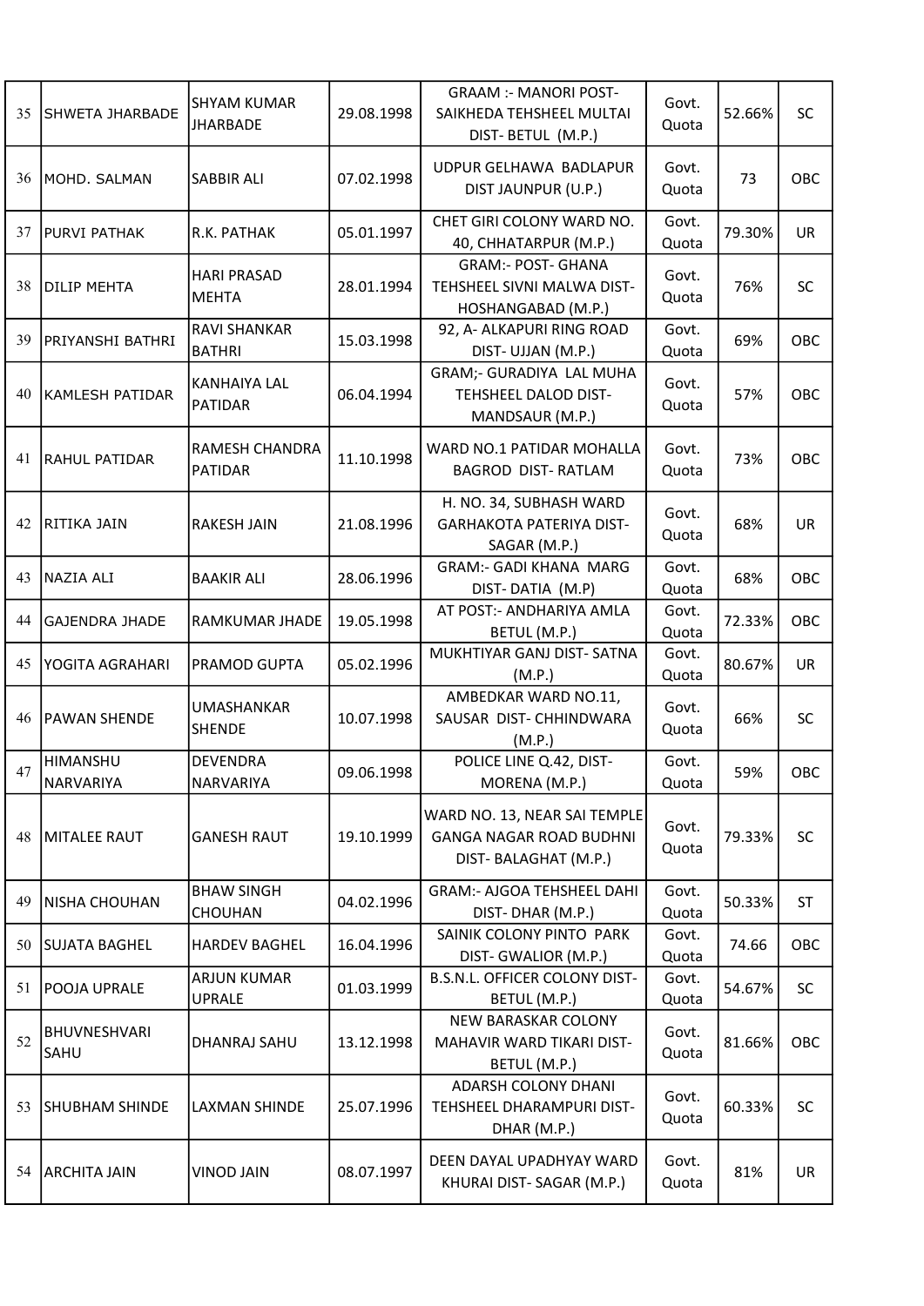| 35 | SHWETA JHARBADE | SHYAM KUMAR JHARBADE | 29.08.1998 | GRAAM :- MANORI POST- SAIKHEDA TEHSHEEL MULTAI DIST- BETUL (M.P.) | Govt. Quota | 52.66% | SC |
|---|---|---|---|---|---|---|---|
| 36 | MOHD. SALMAN | SABBIR ALI | 07.02.1998 | UDPUR GELHAWA BADLAPUR DIST JAUNPUR (U.P.) | Govt. Quota | 73 | OBC |
| 37 | PURVI PATHAK | R.K. PATHAK | 05.01.1997 | CHET GIRI COLONY WARD NO. 40, CHHATARPUR (M.P.) | Govt. Quota | 79.30% | UR |
| 38 | DILIP MEHTA | HARI PRASAD MEHTA | 28.01.1994 | GRAM:- POST- GHANA TEHSHEEL SIVNI MALWA DIST- HOSHANGABAD (M.P.) | Govt. Quota | 76% | SC |
| 39 | PRIYANSHI BATHRI | RAVI SHANKAR BATHRI | 15.03.1998 | 92, A- ALKAPURI RING ROAD DIST- UJJAN (M.P.) | Govt. Quota | 69% | OBC |
| 40 | KAMLESH PATIDAR | KANHAIYA LAL PATIDAR | 06.04.1994 | GRAM;- GURADIYA LAL MUHA TEHSHEEL DALOD DIST- MANDSAUR (M.P.) | Govt. Quota | 57% | OBC |
| 41 | RAHUL PATIDAR | RAMESH CHANDRA PATIDAR | 11.10.1998 | WARD NO.1 PATIDAR MOHALLA BAGROD DIST- RATLAM | Govt. Quota | 73% | OBC |
| 42 | RITIKA JAIN | RAKESH JAIN | 21.08.1996 | H. NO. 34, SUBHASH WARD GARHAKOTA PATERIYA DIST- SAGAR (M.P.) | Govt. Quota | 68% | UR |
| 43 | NAZIA ALI | BAAKIR ALI | 28.06.1996 | GRAM:- GADI KHANA MARG DIST- DATIA (M.P) | Govt. Quota | 68% | OBC |
| 44 | GAJENDRA JHADE | RAMKUMAR JHADE | 19.05.1998 | AT POST:- ANDHARIYA AMLA BETUL (M.P.) | Govt. Quota | 72.33% | OBC |
| 45 | YOGITA AGRAHARI | PRAMOD GUPTA | 05.02.1996 | MUKHTIYAR GANJ DIST- SATNA (M.P.) | Govt. Quota | 80.67% | UR |
| 46 | PAWAN SHENDE | UMASHANKAR SHENDE | 10.07.1998 | AMBEDKAR WARD NO.11, SAUSAR DIST- CHHINDWARA (M.P.) | Govt. Quota | 66% | SC |
| 47 | HIMANSHU NARVARIYA | DEVENDRA NARVARIYA | 09.06.1998 | POLICE LINE Q.42, DIST- MORENA (M.P.) | Govt. Quota | 59% | OBC |
| 48 | MITALEE RAUT | GANESH RAUT | 19.10.1999 | WARD NO. 13, NEAR SAI TEMPLE GANGA NAGAR ROAD BUDHNI DIST- BALAGHAT (M.P.) | Govt. Quota | 79.33% | SC |
| 49 | NISHA CHOUHAN | BHAW SINGH CHOUHAN | 04.02.1996 | GRAM:- AJGOA TEHSHEEL DAHI DIST- DHAR (M.P.) | Govt. Quota | 50.33% | ST |
| 50 | SUJATA BAGHEL | HARDEV BAGHEL | 16.04.1996 | SAINIK COLONY PINTO PARK DIST- GWALIOR (M.P.) | Govt. Quota | 74.66 | OBC |
| 51 | POOJA UPRALE | ARJUN KUMAR UPRALE | 01.03.1999 | B.S.N.L. OFFICER COLONY DIST- BETUL (M.P.) | Govt. Quota | 54.67% | SC |
| 52 | BHUVNESHVARI SAHU | DHANRAJ SAHU | 13.12.1998 | NEW BARASKAR COLONY MAHAVIR WARD TIKARI DIST- BETUL (M.P.) | Govt. Quota | 81.66% | OBC |
| 53 | SHUBHAM SHINDE | LAXMAN SHINDE | 25.07.1996 | ADARSH COLONY DHANI TEHSHEEL DHARAMPURI DIST- DHAR (M.P.) | Govt. Quota | 60.33% | SC |
| 54 | ARCHITA JAIN | VINOD JAIN | 08.07.1997 | DEEN DAYAL UPADHYAY WARD KHURAI DIST- SAGAR (M.P.) | Govt. Quota | 81% | UR |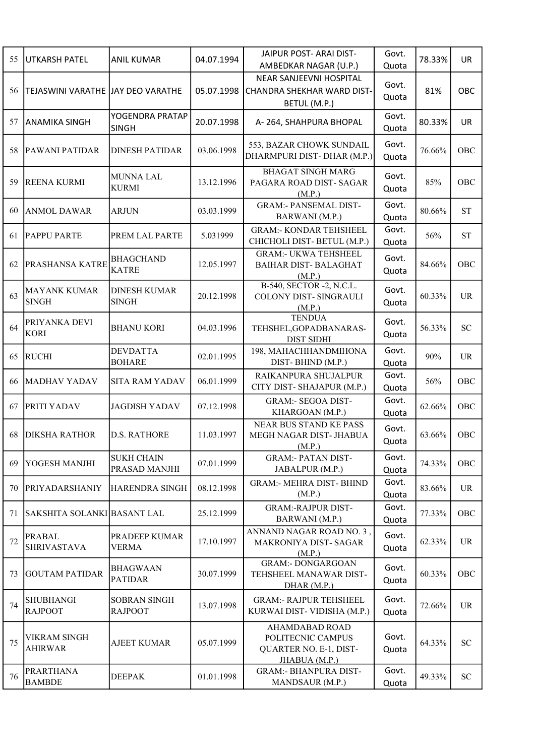| | | | | | | | |
|---|---|---|---|---|---|---|---|
| 55 | UTKARSH PATEL | ANIL KUMAR | 04.07.1994 | JAIPUR POST- ARAI DIST- AMBEDKAR NAGAR (U.P.) | Govt. Quota | 78.33% | UR |
| 56 | TEJASWINI VARATHE | JAY DEO VARATHE | 05.07.1998 | NEAR SANJEEVNI HOSPITAL CHANDRA SHEKHAR WARD DIST- BETUL (M.P.) | Govt. Quota | 81% | OBC |
| 57 | ANAMIKA SINGH | YOGENDRA PRATAP SINGH | 20.07.1998 | A- 264, SHAHPURA BHOPAL | Govt. Quota | 80.33% | UR |
| 58 | PAWANI PATIDAR | DINESH PATIDAR | 03.06.1998 | 553, BAZAR CHOWK SUNDAIL DHARMPURI DIST- DHAR (M.P.) | Govt. Quota | 76.66% | OBC |
| 59 | REENA KURMI | MUNNA LAL KURMI | 13.12.1996 | BHAGAT SINGH MARG PAGARA ROAD DIST- SAGAR (M.P.) | Govt. Quota | 85% | OBC |
| 60 | ANMOL DAWAR | ARJUN | 03.03.1999 | GRAM:- PANSEMAL DIST- BARWANI (M.P.) | Govt. Quota | 80.66% | ST |
| 61 | PAPPU PARTE | PREM LAL PARTE | 5.031999 | GRAM:- KONDAR TEHSHEEL CHICHOLI DIST- BETUL (M.P.) | Govt. Quota | 56% | ST |
| 62 | PRASHANSA KATRE | BHAGCHAND KATRE | 12.05.1997 | GRAM:- UKWA TEHSHEEL BAIHAR DIST- BALAGHAT (M.P.) | Govt. Quota | 84.66% | OBC |
| 63 | MAYANK KUMAR SINGH | DINESH KUMAR SINGH | 20.12.1998 | B-540, SECTOR -2, N.C.L. COLONY DIST- SINGRAULI (M.P.) | Govt. Quota | 60.33% | UR |
| 64 | PRIYANKA DEVI KORI | BHANU KORI | 04.03.1996 | TENDUA TEHSHEL,GOPADBANARAS- DIST SIDHI | Govt. Quota | 56.33% | SC |
| 65 | RUCHI | DEVDATTA BOHARE | 02.01.1995 | 198, MAHACHHANDMIHONA DIST- BHIND (M.P.) | Govt. Quota | 90% | UR |
| 66 | MADHAV YADAV | SITA RAM YADAV | 06.01.1999 | RAIKANPURA SHUJALPUR CITY DIST- SHAJAPUR (M.P.) | Govt. Quota | 56% | OBC |
| 67 | PRITI YADAV | JAGDISH YADAV | 07.12.1998 | GRAM:- SEGOA DIST- KHARGOAN (M.P.) | Govt. Quota | 62.66% | OBC |
| 68 | DIKSHA RATHOR | D.S. RATHORE | 11.03.1997 | NEAR BUS STAND KE PASS MEGH NAGAR DIST- JHABUA (M.P.) | Govt. Quota | 63.66% | OBC |
| 69 | YOGESH MANJHI | SUKH CHAIN PRASAD MANJHI | 07.01.1999 | GRAM:- PATAN DIST- JABALPUR (M.P.) | Govt. Quota | 74.33% | OBC |
| 70 | PRIYADARSHANIY | HARENDRA SINGH | 08.12.1998 | GRAM:- MEHRA DIST- BHIND (M.P.) | Govt. Quota | 83.66% | UR |
| 71 | SAKSHITA SOLANKI | BASANT LAL | 25.12.1999 | GRAM:-RAJPUR DIST- BARWANI (M.P.) | Govt. Quota | 77.33% | OBC |
| 72 | PRABAL SHRIVASTAVA | PRADEEP KUMAR VERMA | 17.10.1997 | ANNAND NAGAR ROAD NO. 3 , MAKRONIYA DIST- SAGAR (M.P.) | Govt. Quota | 62.33% | UR |
| 73 | GOUTAM PATIDAR | BHAGWAAN PATIDAR | 30.07.1999 | GRAM:- DONGARGOAN TEHSHEEL MANAWAR DIST- DHAR (M.P.) | Govt. Quota | 60.33% | OBC |
| 74 | SHUBHANGI RAJPOOT | SOBRAN SINGH RAJPOOT | 13.07.1998 | GRAM:- RAJPUR TEHSHEEL KURWAI DIST- VIDISHA (M.P.) | Govt. Quota | 72.66% | UR |
| 75 | VIKRAM SINGH AHIRWAR | AJEET KUMAR | 05.07.1999 | AHAMDABAD ROAD POLITECNIC CAMPUS QUARTER NO. E-1, DIST- JHABUA (M.P.) | Govt. Quota | 64.33% | SC |
| 76 | PRARTHANA BAMBDE | DEEPAK | 01.01.1998 | GRAM:- BHANPURA DIST- MANDSAUR (M.P.) | Govt. Quota | 49.33% | SC |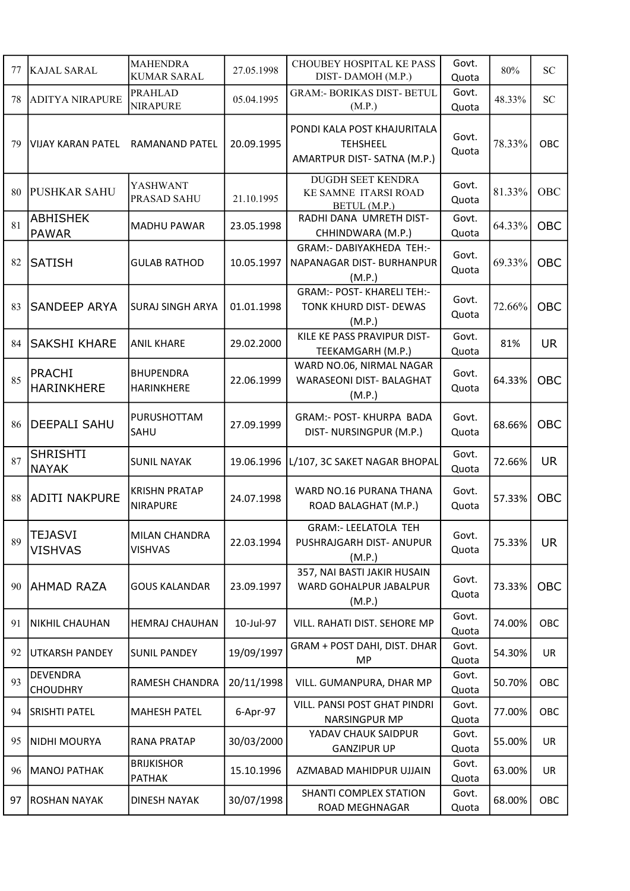| 77 | KAJAL SARAL | MAHENDRA KUMAR SARAL | 27.05.1998 | CHOUBEY HOSPITAL KE PASS DIST- DAMOH (M.P.) | Govt. Quota | 80% | SC |
|---|---|---|---|---|---|---|---|
| 78 | ADITYA NIRAPURE | PRAHLAD NIRAPURE | 05.04.1995 | GRAM:- BORIKAS DIST- BETUL (M.P.) | Govt. Quota | 48.33% | SC |
| 79 | VIJAY KARAN PATEL | RAMANAND PATEL | 20.09.1995 | PONDI KALA POST KHAJURITALA TEHSHEEL AMARTPUR DIST- SATNA (M.P.) | Govt. Quota | 78.33% | OBC |
| 80 | PUSHKAR SAHU | YASHWANT PRASAD SAHU | 21.10.1995 | DUGDH SEET KENDRA KE SAMNE ITARSI ROAD BETUL (M.P.) | Govt. Quota | 81.33% | OBC |
| 81 | ABHISHEK PAWAR | MADHU PAWAR | 23.05.1998 | RADHI DANA UMRETH DIST- CHHINDWARA (M.P.) | Govt. Quota | 64.33% | OBC |
| 82 | SATISH | GULAB RATHOD | 10.05.1997 | GRAM:- DABIYAKHEDA TEH:- NAPANAGAR DIST- BURHANPUR (M.P.) | Govt. Quota | 69.33% | OBC |
| 83 | SANDEEP ARYA | SURAJ SINGH ARYA | 01.01.1998 | GRAM:- POST- KHARELI TEH:- TONK KHURD DIST- DEWAS (M.P.) | Govt. Quota | 72.66% | OBC |
| 84 | SAKSHI KHARE | ANIL KHARE | 29.02.2000 | KILE KE PASS PRAVIPUR DIST- TEEKAMGARH (M.P.) | Govt. Quota | 81% | UR |
| 85 | PRACHI HARINKHERE | BHUPENDRA HARINKHERE | 22.06.1999 | WARD NO.06, NIRMAL NAGAR WARASEONI DIST- BALAGHAT (M.P.) | Govt. Quota | 64.33% | OBC |
| 86 | DEEPALI SAHU | PURUSHOTTAM SAHU | 27.09.1999 | GRAM:- POST- KHURPA BADA DIST- NURSINGPUR (M.P.) | Govt. Quota | 68.66% | OBC |
| 87 | SHRISHTI NAYAK | SUNIL NAYAK | 19.06.1996 | L/107, 3C SAKET NAGAR BHOPAL | Govt. Quota | 72.66% | UR |
| 88 | ADITI NAKPURE | KRISHN PRATAP NIRAPURE | 24.07.1998 | WARD NO.16 PURANA THANA ROAD BALAGHAT (M.P.) | Govt. Quota | 57.33% | OBC |
| 89 | TEJASVI VISHVAS | MILAN CHANDRA VISHVAS | 22.03.1994 | GRAM:- LEELATOLA TEH PUSHRAJGARH DIST- ANUPUR (M.P.) | Govt. Quota | 75.33% | UR |
| 90 | AHMAD RAZA | GOUS KALANDAR | 23.09.1997 | 357, NAI BASTI JAKIR HUSAIN WARD GOHALPUR JABALPUR (M.P.) | Govt. Quota | 73.33% | OBC |
| 91 | NIKHIL CHAUHAN | HEMRAJ CHAUHAN | 10-Jul-97 | VILL. RAHATI DIST. SEHORE MP | Govt. Quota | 74.00% | OBC |
| 92 | UTKARSH PANDEY | SUNIL PANDEY | 19/09/1997 | GRAM + POST DAHI, DIST. DHAR MP | Govt. Quota | 54.30% | UR |
| 93 | DEVENDRA CHOUDHRY | RAMESH CHANDRA | 20/11/1998 | VILL. GUMANPURA, DHAR MP | Govt. Quota | 50.70% | OBC |
| 94 | SRISHTI PATEL | MAHESH PATEL | 6-Apr-97 | VILL. PANSI POST GHAT PINDRI NARSINGPUR MP | Govt. Quota | 77.00% | OBC |
| 95 | NIDHI MOURYA | RANA PRATAP | 30/03/2000 | YADAV CHAUK SAIDPUR GANZIPUR UP | Govt. Quota | 55.00% | UR |
| 96 | MANOJ PATHAK | BRIJKISHOR PATHAK | 15.10.1996 | AZMABAD MAHIDPUR UJJAIN | Govt. Quota | 63.00% | UR |
| 97 | ROSHAN NAYAK | DINESH NAYAK | 30/07/1998 | SHANTI COMPLEX STATION ROAD MEGHNAGAR | Govt. Quota | 68.00% | OBC |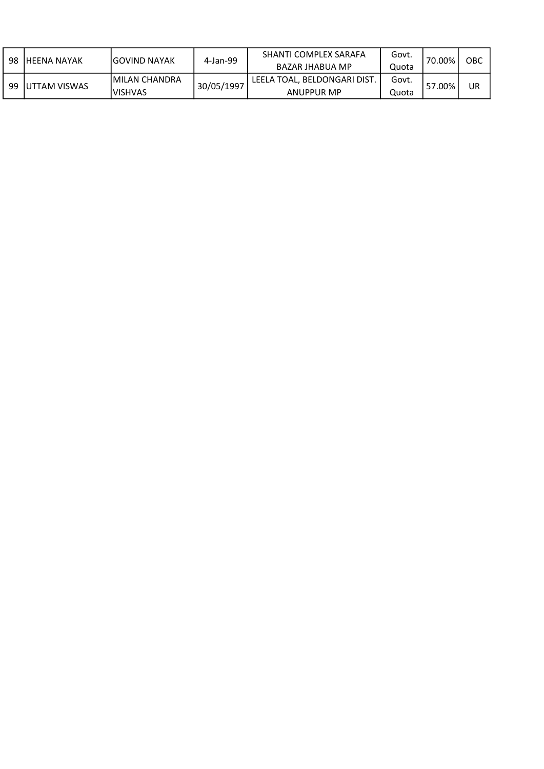| | | | | | | | |
|---|---|---|---|---|---|---|---|
| 98 | HEENA NAYAK | GOVIND NAYAK | 4-Jan-99 | SHANTI COMPLEX SARAFA BAZAR JHABUA MP | Govt. Quota | 70.00% | OBC |
| 99 | UTTAM VISWAS | MILAN CHANDRA VISHVAS | 30/05/1997 | LEELA TOAL, BELDONGARI DIST. ANUPPUR MP | Govt. Quota | 57.00% | UR |